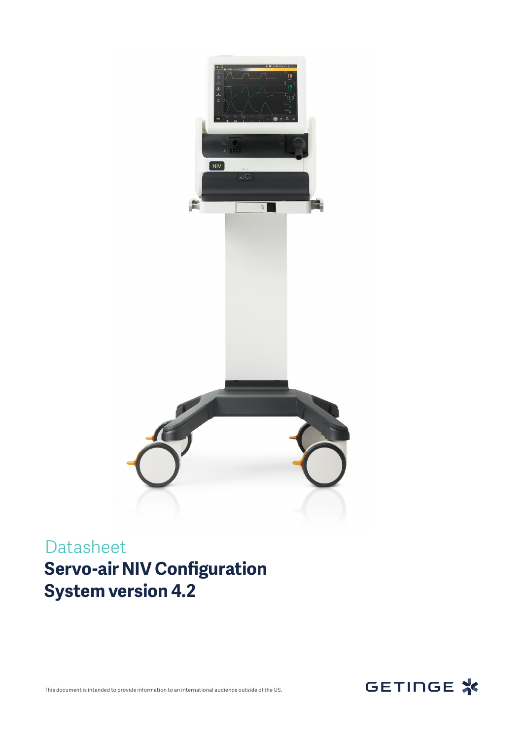Datasheet

# Servo-air NIV Configuration System version 4.2

This document is intended to provide information to an international audience outside of the US.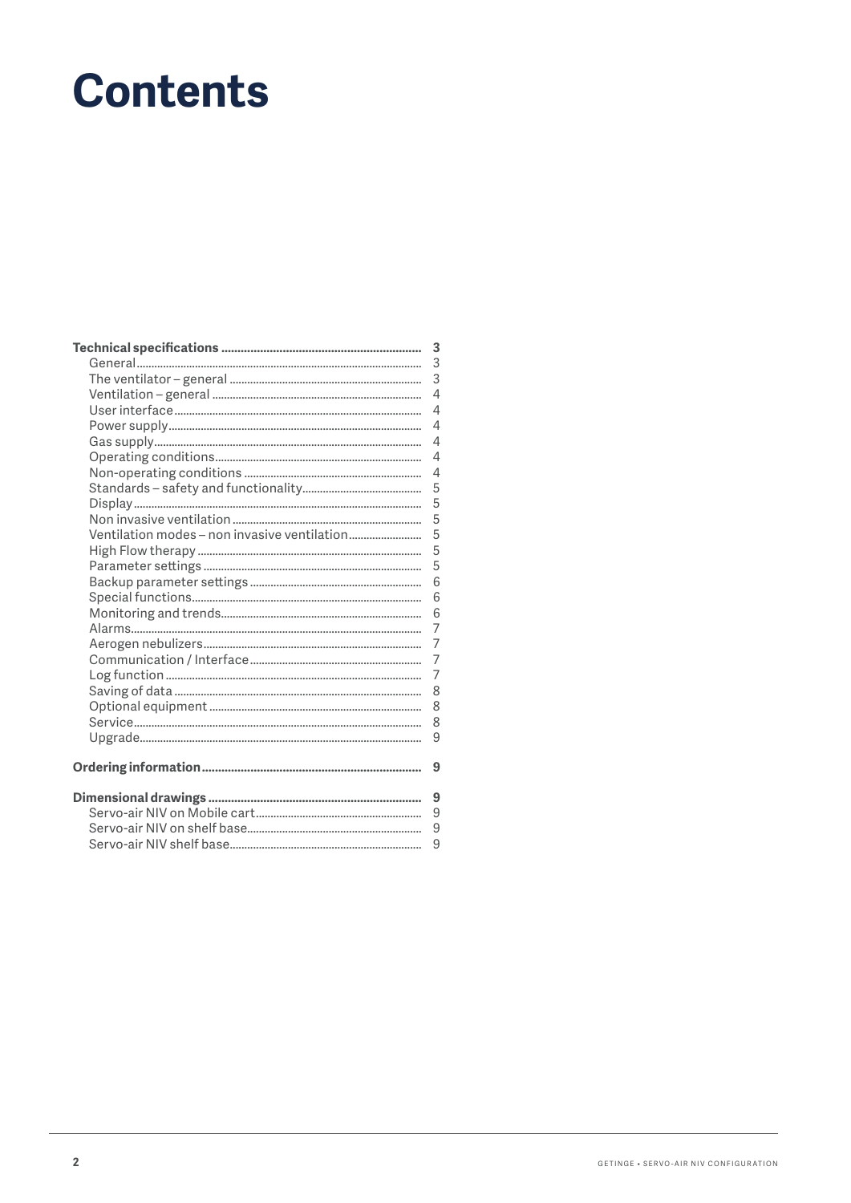# Contents

| | |
|---|---|
| **Technical specifications** | **3** |
| General | 3 |
| The ventilator – general | 3 |
| Ventilation – general | 4 |
| User interface | 4 |
| Power supply | 4 |
| Gas supply | 4 |
| Operating conditions | 4 |
| Non-operating conditions | 4 |
| Standards – safety and functionality | 5 |
| Display | 5 |
| Non invasive ventilation | 5 |
| Ventilation modes – non invasive ventilation | 5 |
| High Flow therapy | 5 |
| Parameter settings | 5 |
| Backup parameter settings | 6 |
| Special functions | 6 |
| Monitoring and trends | 6 |
| Alarms | 7 |
| Aerogen nebulizers | 7 |
| Communication / Interface | 7 |
| Log function | 7 |
| Saving of data | 8 |
| Optional equipment | 8 |
| Service | 8 |
| Upgrade | 9 |
| **Ordering information** | **9** |
| **Dimensional drawings** | **9** |
| Servo-air NIV on Mobile cart | 9 |
| Servo-air NIV on shelf base | 9 |
| Servo-air NIV shelf base | 9 |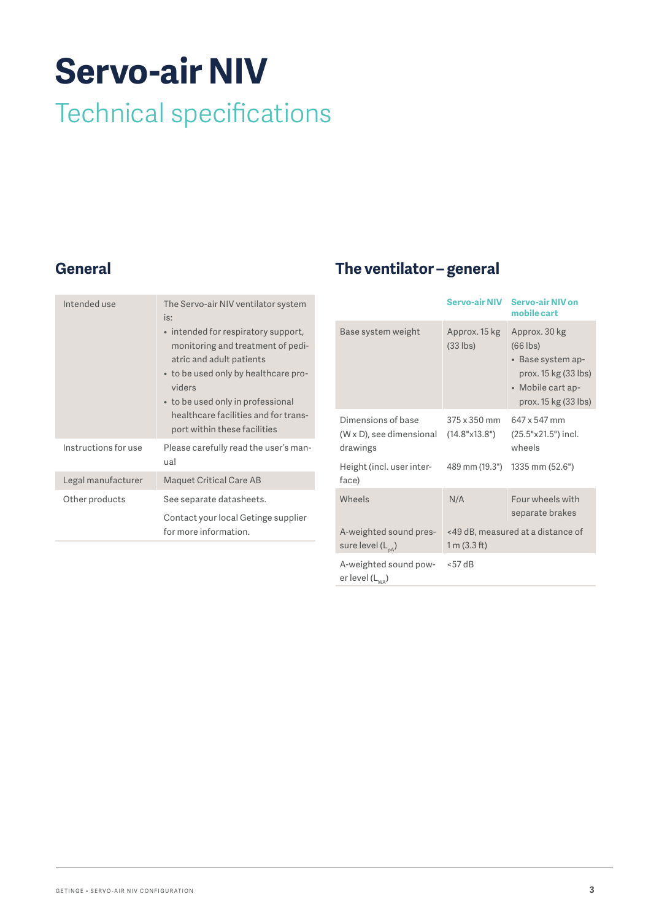# Servo-air NIV

## Technical specifications

## General

| | |
|---|---|
| Intended use | The Servo-air NIV ventilator system is:<br>• intended for respiratory support, monitoring and treatment of pediatric and adult patients<br>• to be used only by healthcare providers<br>• to be used only in professional healthcare facilities and for transport within these facilities |
| Instructions for use | Please carefully read the user's manual |
| Legal manufacturer | Maquet Critical Care AB |
| Other products | See separate datasheets.<br>Contact your local Getinge supplier for more information. |

## The ventilator – general

| | Servo-air NIV | Servo-air NIV on mobile cart |
|---|---|---|
| Base system weight | Approx. 15 kg (33 lbs) | Approx. 30 kg (66 lbs)<br>• Base system approx. 15 kg (33 lbs)<br>• Mobile cart approx. 15 kg (33 lbs) |
| Dimensions of base (W x D), see dimensional drawings | 375 x 350 mm (14.8"x13.8") | 647 x 547 mm (25.5"x21.5") incl. wheels |
| Height (incl. user interface) | 489 mm (19.3") | 1335 mm (52.6") |
| Wheels | N/A | Four wheels with separate brakes |
| A-weighted sound pressure level ($L_{pA}$) | <49 dB, measured at a distance of 1 m (3.3 ft) | |
| A-weighted sound power level ($L_{WA}$) | <57 dB | |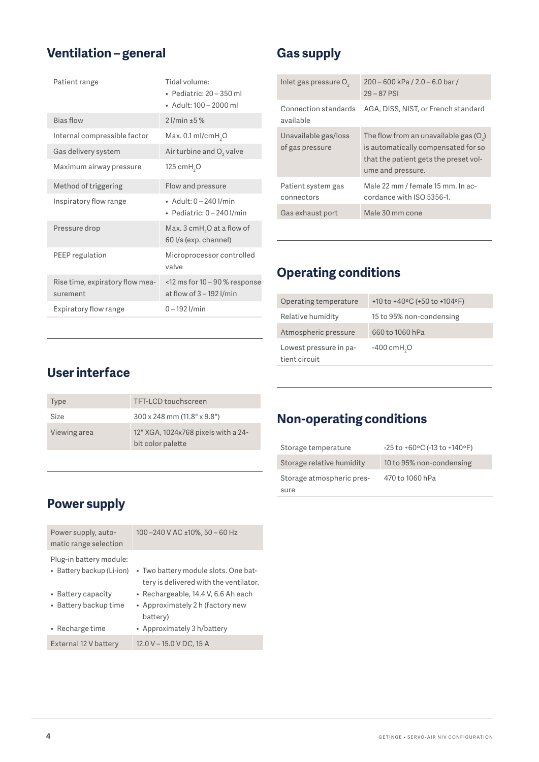## Ventilation – general

| | |
|---|---|
| Patient range | Tidal volume:<br>• Pediatric: 20 – 350 ml<br>• Adult: 100 – 2000 ml |
| Bias flow | 2 l/min ±5 % |
| Internal compressible factor | Max. 0.1 ml/cm$H_2O$ |
| Gas delivery system | Air turbine and $O_2$ valve |
| Maximum airway pressure | 125 cm$H_2O$ |
| Method of triggering | Flow and pressure |
| Inspiratory flow range | • Adult: 0 – 240 l/min<br>• Pediatric: 0 – 240 l/min |
| Pressure drop | Max. 3 cm$H_2O$ at a flow of 60 l/s (exp. channel) |
| PEEP regulation | Microprocessor controlled valve |
| Rise time, expiratory flow measurement | <12 ms for 10 – 90 % response at flow of 3 – 192 l/min |
| Expiratory flow range | 0 – 192 l/min |

## User interface

| | |
|---|---|
| Type | TFT-LCD touchscreen |
| Size | 300 x 248 mm (11.8" x 9.8") |
| Viewing area | 12" XGA, 1024x768 pixels with a 24-bit color palette |

## Power supply

| | |
|---|---|
| Power supply, automatic range selection | 100 –240 V AC ±10%, 50 – 60 Hz |
| Plug-in battery module:<br>• Battery backup (Li-ion)<br>• Battery capacity<br>• Battery backup time<br>• Recharge time | <br>• Two battery module slots. One battery is delivered with the ventilator.<br>• Rechargeable, 14.4 V, 6.6 Ah each<br>• Approximately 2 h (factory new battery)<br>• Approximately 3 h/battery |
| External 12 V battery | 12.0 V – 15.0 V DC, 15 A |

## Gas supply

| | |
|---|---|
| Inlet gas pressure $O_2$ | 200 – 600 kPa / 2.0 – 6.0 bar / 29 – 87 PSI |
| Connection standards available | AGA, DISS, NIST, or French standard |
| Unavailable gas/loss of gas pressure | The flow from an unavailable gas ($O_2$) is automatically compensated for so that the patient gets the preset volume and pressure. |
| Patient system gas connectors | Male 22 mm / female 15 mm. In accordance with ISO 5356-1. |
| Gas exhaust port | Male 30 mm cone |

## Operating conditions

| | |
|---|---|
| Operating temperature | +10 to +40ºC (+50 to +104ºF) |
| Relative humidity | 15 to 95% non-condensing |
| Atmospheric pressure | 660 to 1060 hPa |
| Lowest pressure in patient circuit | -400 cm$H_2O$ |

## Non-operating conditions

| | |
|---|---|
| Storage temperature | -25 to +60ºC (-13 to +140ºF) |
| Storage relative humidity | 10 to 95% non-condensing |
| Storage atmospheric pressure | 470 to 1060 hPa |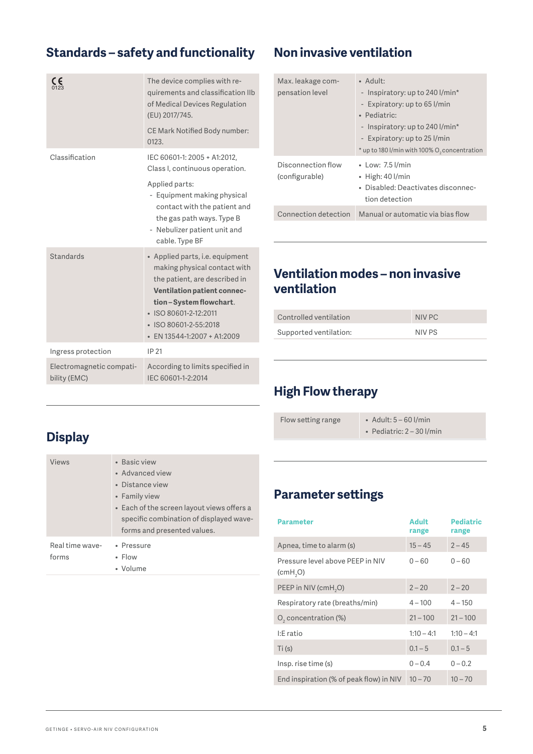## Standards – safety and functionality

| | |
|---|---|
| CE 0123 | The device complies with requirements and classification IIb of Medical Devices Regulation (EU) 2017/745.<br><br>CE Mark Notified Body number: 0123. |
| Classification | IEC 60601-1: 2005 + A1:2012, Class I, continuous operation.<br><br>Applied parts:<br>- Equipment making physical contact with the patient and the gas path ways. Type B<br>- Nebulizer patient unit and cable. Type BF |
| Standards | • Applied parts, i.e. equipment making physical contact with the patient, are described in **Ventilation patient connection – System flowchart**.<br>• ISO 80601-2-12:2011<br>• ISO 80601-2-55:2018<br>• EN 13544-1:2007 + A1:2009 |
| Ingress protection | IP 21 |
| Electromagnetic compatibility (EMC) | According to limits specified in IEC 60601-1-2:2014 |

## Display

| | |
|---|---|
| Views | • Basic view<br>• Advanced view<br>• Distance view<br>• Family view<br>• Each of the screen layout views offers a specific combination of displayed waveforms and presented values. |
| Real time waveforms | • Pressure<br>• Flow<br>• Volume |

## Non invasive ventilation

| | |
|---|---|
| Max. leakage compensation level | • Adult:<br>- Inspiratory: up to 240 l/min*<br>- Expiratory: up to 65 l/min<br>• Pediatric:<br>- Inspiratory: up to 240 l/min*<br>- Expiratory: up to 25 l/min<br>* up to 180 l/min with 100% $O_2$ concentration |
| Disconnection flow (configurable) | • Low: 7.5 l/min<br>• High: 40 l/min<br>• Disabled: Deactivates disconnection detection |
| Connection detection | Manual or automatic via bias flow |

## Ventilation modes – non invasive ventilation

| | |
|---|---|
| Controlled ventilation | NIV PC |
| Supported ventilation: | NIV PS |

## High Flow therapy

| | |
|---|---|
| Flow setting range | • Adult: 5 – 60 l/min<br>• Pediatric: 2 – 30 l/min |

## Parameter settings

| Parameter | Adult range | Pediatric range |
|---|---|---|
| Apnea, time to alarm (s) | 15 – 45 | 2 – 45 |
| Pressure level above PEEP in NIV ($cmH_2O$) | 0 – 60 | 0 – 60 |
| PEEP in NIV ($cmH_2O$) | 2 – 20 | 2 – 20 |
| Respiratory rate (breaths/min) | 4 – 100 | 4 – 150 |
| $O_2$ concentration (%) | 21 – 100 | 21 – 100 |
| I:E ratio | 1:10 – 4:1 | 1:10 – 4:1 |
| Ti (s) | 0.1 – 5 | 0.1 – 5 |
| Insp. rise time (s) | 0 – 0.4 | 0 – 0.2 |
| End inspiration (% of peak flow) in NIV | 10 – 70 | 10 – 70 |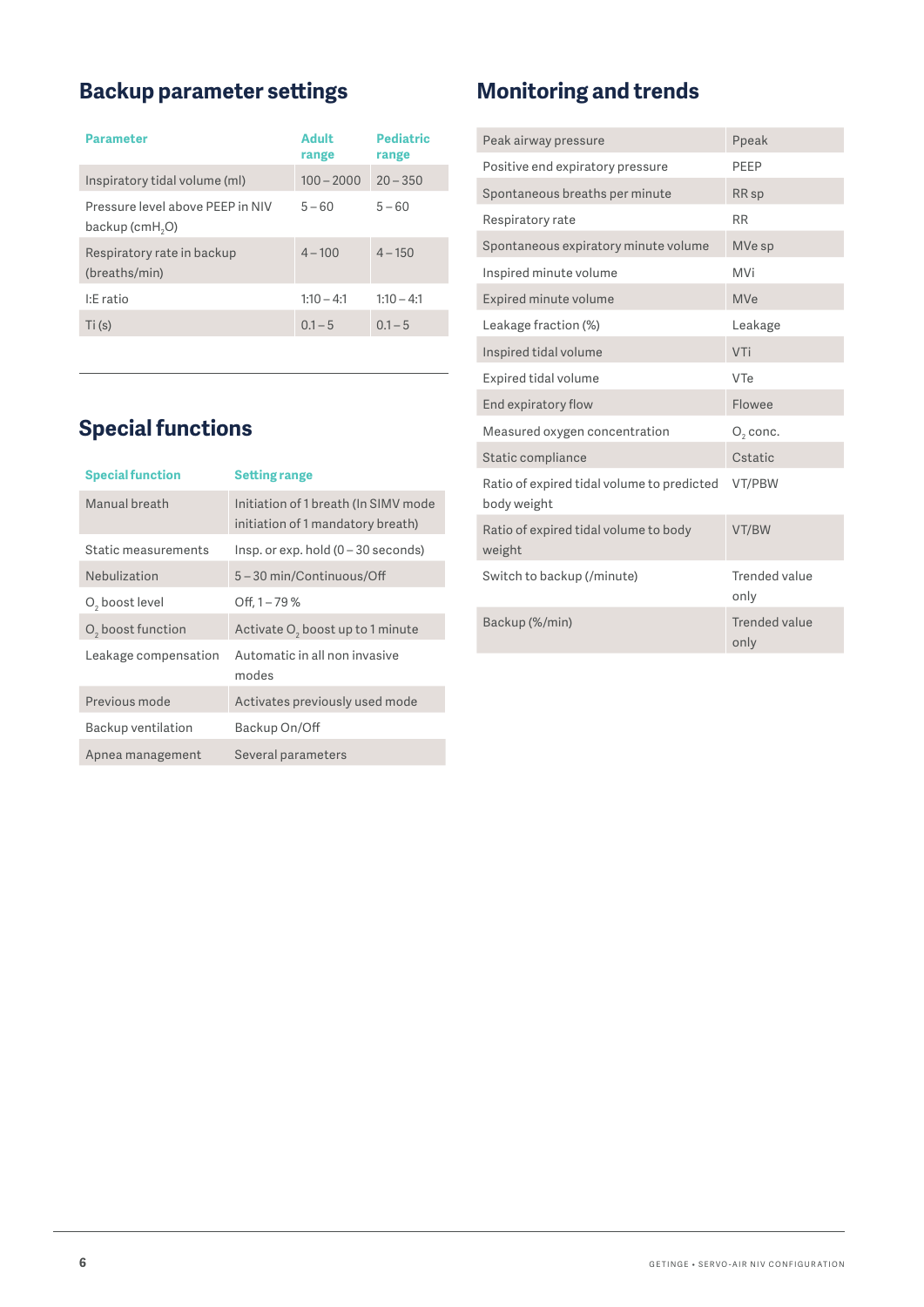## Backup parameter settings

| Parameter | Adult range | Pediatric range |
|---|---|---|
| Inspiratory tidal volume (ml) | 100 – 2000 | 20 – 350 |
| Pressure level above PEEP in NIV backup ($cmH_2O$) | 5 – 60 | 5 – 60 |
| Respiratory rate in backup (breaths/min) | 4 – 100 | 4 – 150 |
| I:E ratio | 1:10 – 4:1 | 1:10 – 4:1 |
| Ti (s) | 0.1 – 5 | 0.1 – 5 |

## Special functions

| Special function | Setting range |
|---|---|
| Manual breath | Initiation of 1 breath (In SIMV mode initiation of 1 mandatory breath) |
| Static measurements | Insp. or exp. hold (0 – 30 seconds) |
| Nebulization | 5 – 30 min/Continuous/Off |
| $O_2$ boost level | Off, 1 – 79 % |
| $O_2$ boost function | Activate $O_2$ boost up to 1 minute |
| Leakage compensation | Automatic in all non invasive modes |
| Previous mode | Activates previously used mode |
| Backup ventilation | Backup On/Off |
| Apnea management | Several parameters |

## Monitoring and trends

| | |
|---|---|
| Peak airway pressure | Ppeak |
| Positive end expiratory pressure | PEEP |
| Spontaneous breaths per minute | RR sp |
| Respiratory rate | RR |
| Spontaneous expiratory minute volume | MVe sp |
| Inspired minute volume | MVi |
| Expired minute volume | MVe |
| Leakage fraction (%) | Leakage |
| Inspired tidal volume | VTi |
| Expired tidal volume | VTe |
| End expiratory flow | Flowee |
| Measured oxygen concentration | $O_2$ conc. |
| Static compliance | Cstatic |
| Ratio of expired tidal volume to predicted body weight | VT/PBW |
| Ratio of expired tidal volume to body weight | VT/BW |
| Switch to backup (/minute) | Trended value only |
| Backup (%/min) | Trended value only |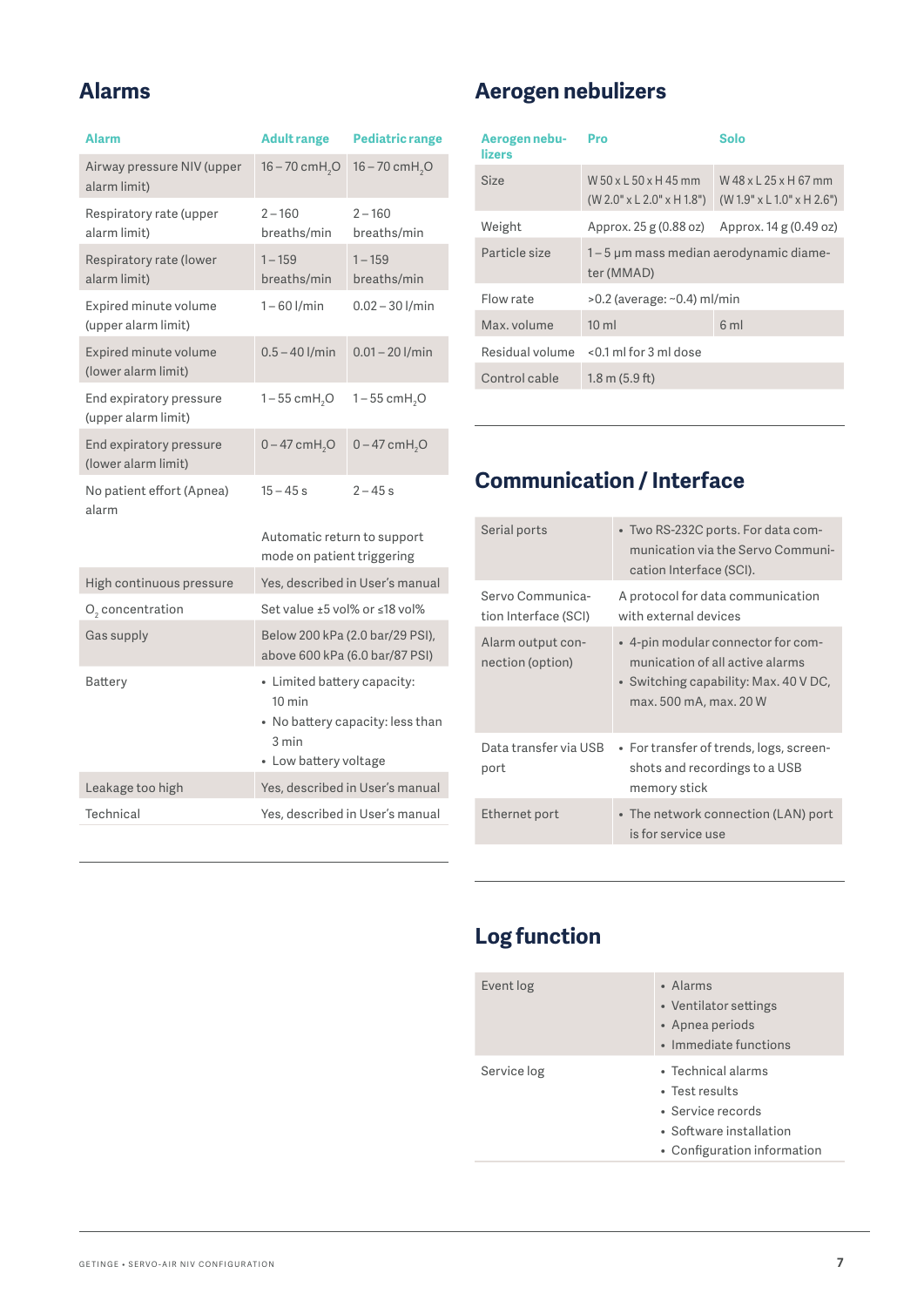## Alarms

| Alarm | Adult range | Pediatric range |
|---|---|---|
| Airway pressure NIV (upper alarm limit) | 16 – 70 $cmH_2O$ | 16 – 70 $cmH_2O$ |
| Respiratory rate (upper alarm limit) | 2 – 160 breaths/min | 2 – 160 breaths/min |
| Respiratory rate (lower alarm limit) | 1 – 159 breaths/min | 1 – 159 breaths/min |
| Expired minute volume (upper alarm limit) | 1 – 60 l/min | 0.02 – 30 l/min |
| Expired minute volume (lower alarm limit) | 0.5 – 40 l/min | 0.01 – 20 l/min |
| End expiratory pressure (upper alarm limit) | 1 – 55 $cmH_2O$ | 1 – 55 $cmH_2O$ |
| End expiratory pressure (lower alarm limit) | 0 – 47 $cmH_2O$ | 0 – 47 $cmH_2O$ |
| No patient effort (Apnea) alarm | 15 – 45 s | 2 – 45 s |
| | Automatic return to support mode on patient triggering | |
| High continuous pressure | Yes, described in User's manual | |
| $O_2$ concentration | Set value ±5 vol% or ≤18 vol% | |
| Gas supply | Below 200 kPa (2.0 bar/29 PSI), above 600 kPa (6.0 bar/87 PSI) | |
| Battery | • Limited battery capacity: 10 min<br>• No battery capacity: less than 3 min<br>• Low battery voltage | |
| Leakage too high | Yes, described in User's manual | |
| Technical | Yes, described in User's manual | |

## Aerogen nebulizers

| Aerogen nebulizers | Pro | Solo |
|---|---|---|
| Size | W 50 x L 50 x H 45 mm (W 2.0" x L 2.0" x H 1.8") | W 48 x L 25 x H 67 mm (W 1.9" x L 1.0" x H 2.6") |
| Weight | Approx. 25 g (0.88 oz) | Approx. 14 g (0.49 oz) |
| Particle size | 1 – 5 µm mass median aerodynamic diameter (MMAD) | |
| Flow rate | >0.2 (average: ~0.4) ml/min | |
| Max. volume | 10 ml | 6 ml |
| Residual volume | <0.1 ml for 3 ml dose | |
| Control cable | 1.8 m (5.9 ft) | |

## Communication / Interface

| | |
|---|---|
| Serial ports | • Two RS-232C ports. For data communication via the Servo Communication Interface (SCI). |
| Servo Communication Interface (SCI) | A protocol for data communication with external devices |
| Alarm output connection (option) | • 4-pin modular connector for communication of all active alarms<br>• Switching capability: Max. 40 V DC, max. 500 mA, max. 20 W |
| Data transfer via USB port | • For transfer of trends, logs, screenshots and recordings to a USB memory stick |
| Ethernet port | • The network connection (LAN) port is for service use |

## Log function

| | |
|---|---|
| Event log | • Alarms<br>• Ventilator settings<br>• Apnea periods<br>• Immediate functions |
| Service log | • Technical alarms<br>• Test results<br>• Service records<br>• Software installation<br>• Configuration information |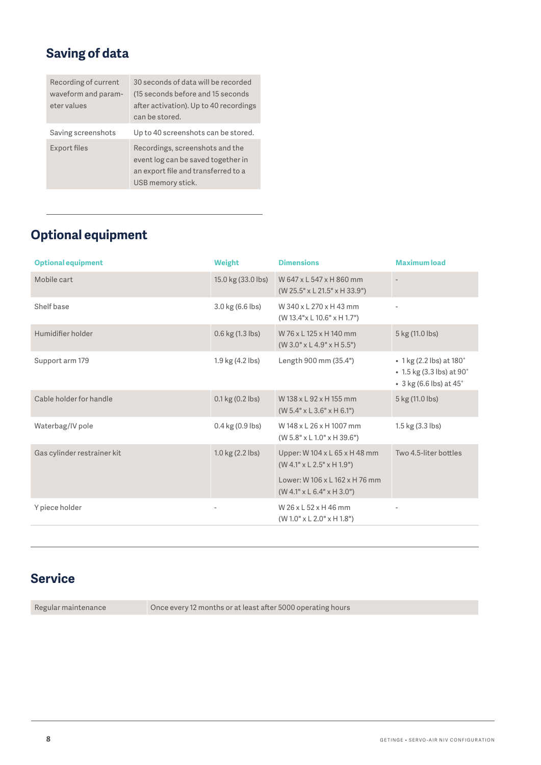## Saving of data

| | |
|---|---|
| Recording of current waveform and parameter values | 30 seconds of data will be recorded (15 seconds before and 15 seconds after activation). Up to 40 recordings can be stored. |
| Saving screenshots | Up to 40 screenshots can be stored. |
| Export files | Recordings, screenshots and the event log can be saved together in an export file and transferred to a USB memory stick. |

## Optional equipment

| Optional equipment | Weight | Dimensions | Maximum load |
|---|---|---|---|
| Mobile cart | 15.0 kg (33.0 lbs) | W 647 x L 547 x H 860 mm (W 25.5" x L 21.5" x H 33.9") | - |
| Shelf base | 3.0 kg (6.6 lbs) | W 340 x L 270 x H 43 mm (W 13.4"x L 10.6" x H 1.7") | - |
| Humidifier holder | 0.6 kg (1.3 lbs) | W 76 x L 125 x H 140 mm (W 3.0" x L 4.9" x H 5.5") | 5 kg (11.0 lbs) |
| Support arm 179 | 1.9 kg (4.2 lbs) | Length 900 mm (35.4") | • 1 kg (2.2 lbs) at 180° • 1.5 kg (3.3 lbs) at 90° • 3 kg (6.6 lbs) at 45° |
| Cable holder for handle | 0.1 kg (0.2 lbs) | W 138 x L 92 x H 155 mm (W 5.4" x L 3.6" x H 6.1") | 5 kg (11.0 lbs) |
| Waterbag/IV pole | 0.4 kg (0.9 lbs) | W 148 x L 26 x H 1007 mm (W 5.8" x L 1.0" x H 39.6") | 1.5 kg (3.3 lbs) |
| Gas cylinder restrainer kit | 1.0 kg (2.2 lbs) | Upper: W 104 x L 65 x H 48 mm (W 4.1" x L 2.5" x H 1.9") Lower: W 106 x L 162 x H 76 mm (W 4.1" x L 6.4" x H 3.0") | Two 4.5-liter bottles |
| Y piece holder | - | W 26 x L 52 x H 46 mm (W 1.0" x L 2.0" x H 1.8") | - |

## Service

| | |
|---|---|
| Regular maintenance | Once every 12 months or at least after 5000 operating hours |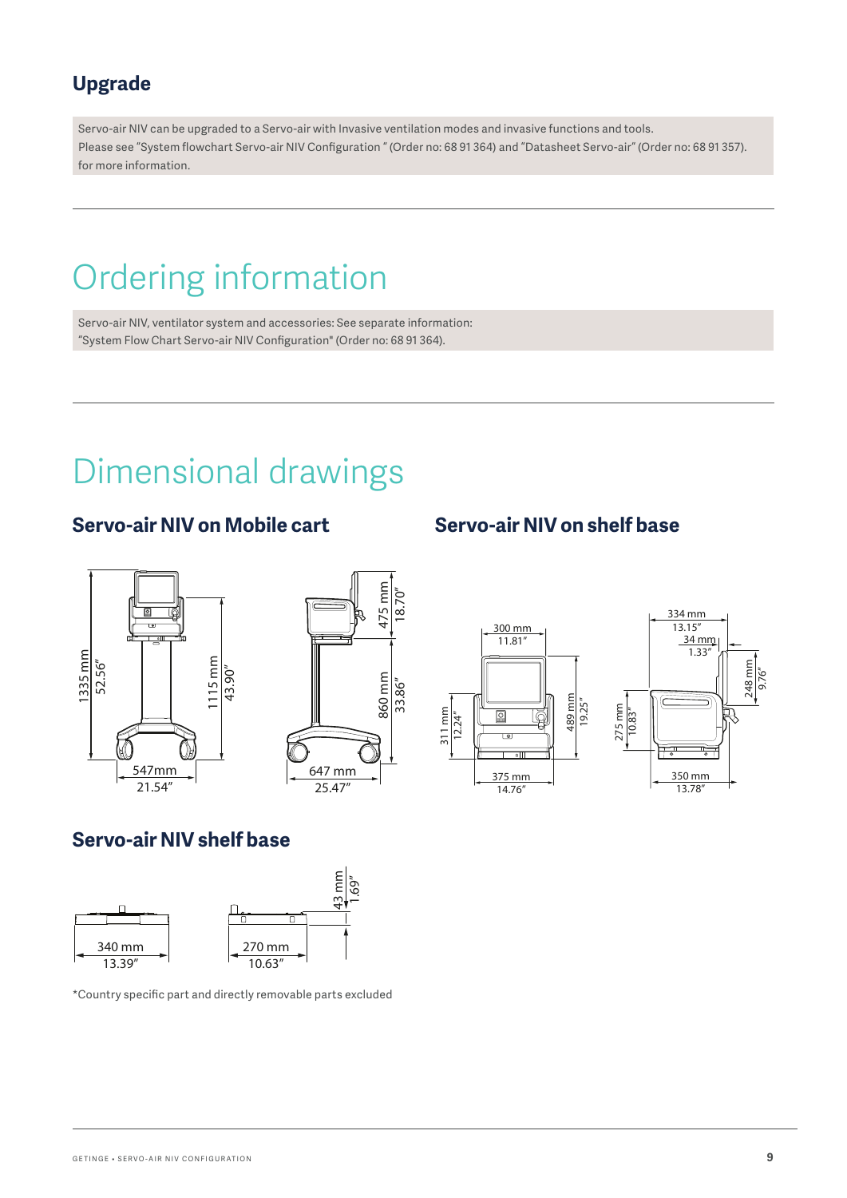## Upgrade

Servo-air NIV can be upgraded to a Servo-air with Invasive ventilation modes and invasive functions and tools.
Please see "System flowchart Servo-air NIV Configuration " (Order no: 68 91 364) and "Datasheet Servo-air" (Order no: 68 91 357). for more information.

# Ordering information

Servo-air NIV, ventilator system and accessories: See separate information:
"System Flow Chart Servo-air NIV Configuration" (Order no: 68 91 364).

# Dimensional drawings

## Servo-air NIV on Mobile cart

1335 mm 52.56″

1115 mm 43.90″

547mm 21.54″

475 mm 18.70″

860 mm 33.86″

647 mm 25.47″

## Servo-air NIV on shelf base

300 mm 11.81″

311 mm 12.24″

489 mm 19.25″

375 mm 14.76″

334 mm 13.15″

34 mm 1.33″

275 mm 10.83″

248 mm 9.76″

350 mm 13.78″

## Servo-air NIV shelf base

340 mm 13.39″

270 mm 10.63″

43 mm 1.69″

*Country specific part and directly removable parts excluded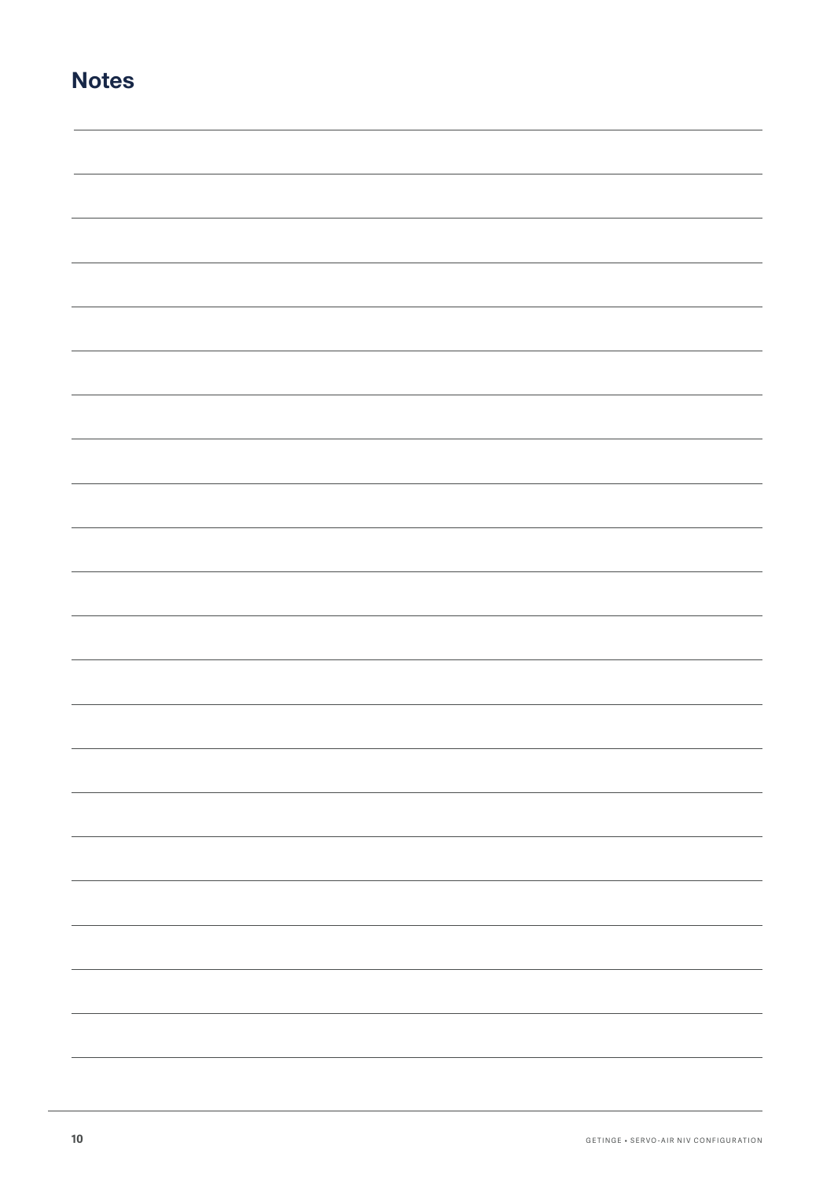## Notes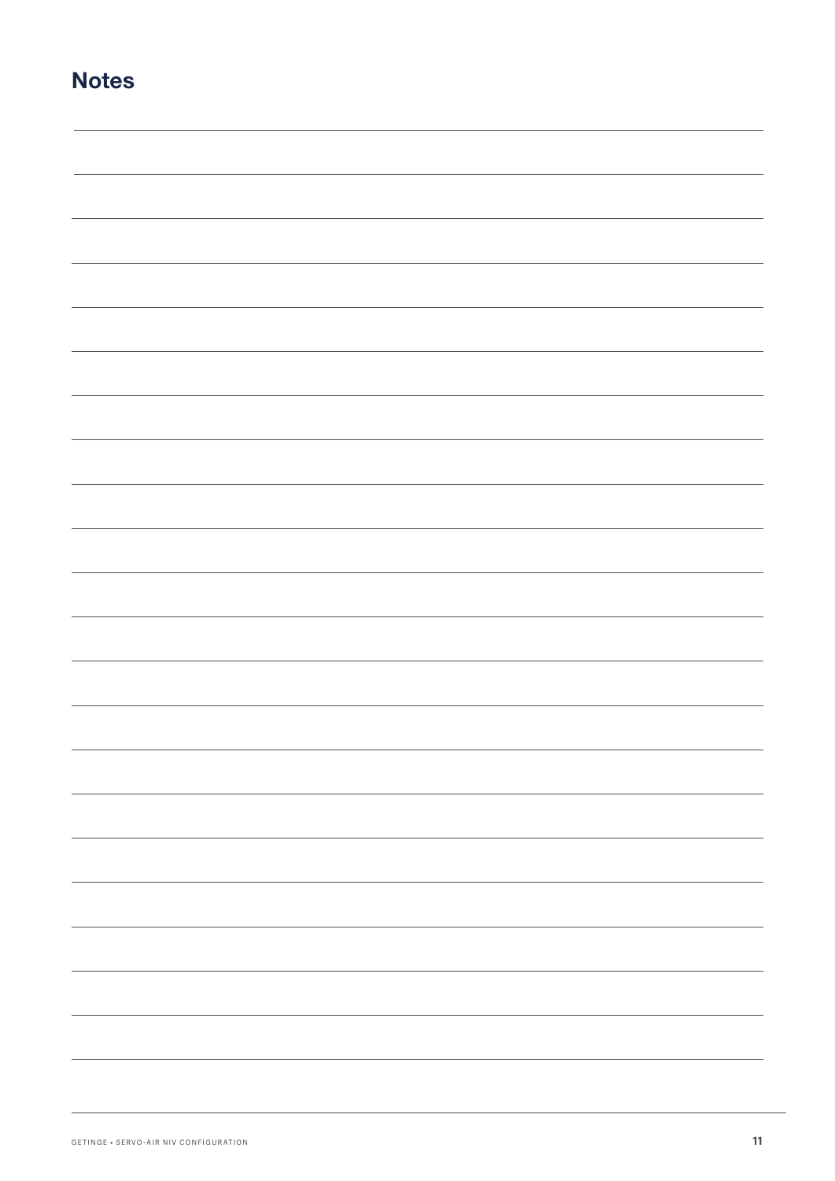## Notes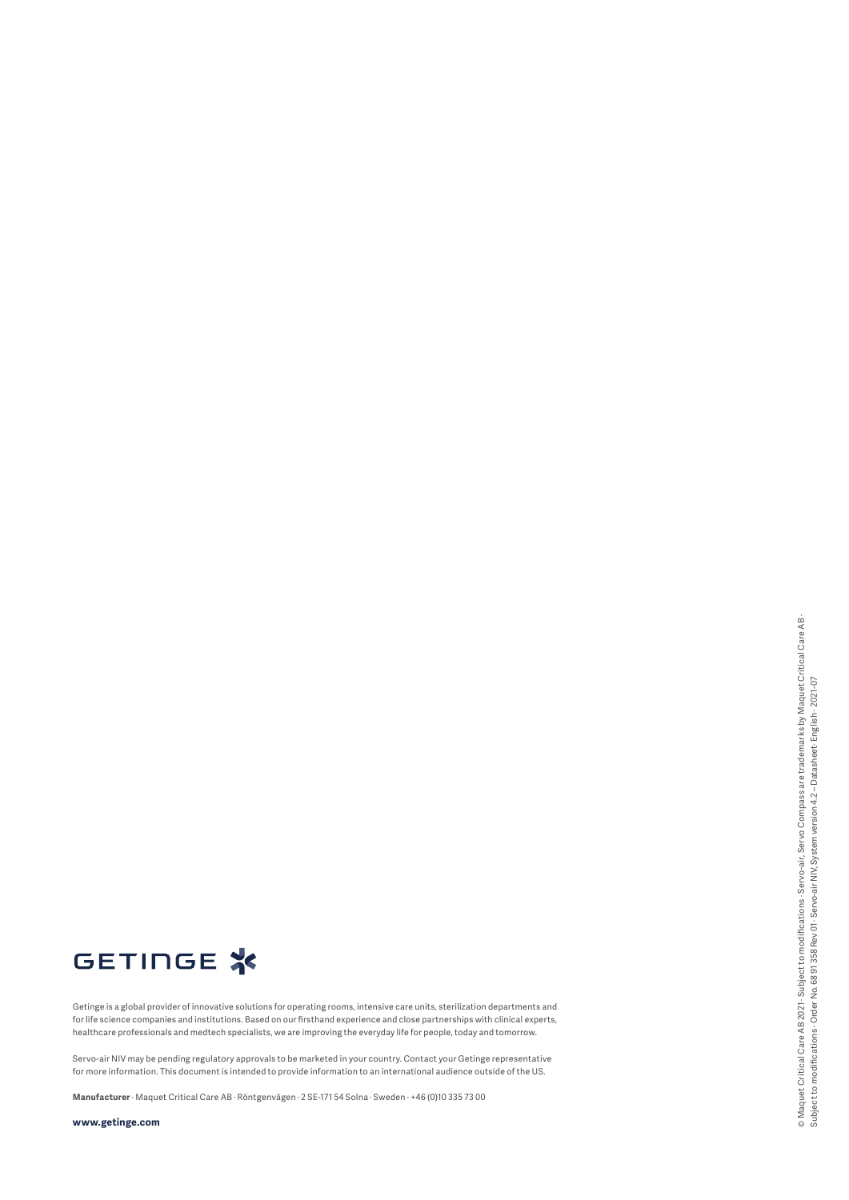GETINGE

Getinge is a global provider of innovative solutions for operating rooms, intensive care units, sterilization departments and for life science companies and institutions. Based on our firsthand experience and close partnerships with clinical experts, healthcare professionals and medtech specialists, we are improving the everyday life for people, today and tomorrow.

Servo-air NIV may be pending regulatory approvals to be marketed in your country. Contact your Getinge representative for more information. This document is intended to provide information to an international audience outside of the US.

**Manufacturer** · Maquet Critical Care AB · Röntgenvägen · 2 SE-171 54 Solna · Sweden · +46 (0)10 335 73 00

**www.getinge.com**

© Maquet Critical Care AB 2021 · Subject to modifications · Servo-air, Servo Compass are trademarks by Maquet Critical Care AB · Subject to modifications · Order No. 68 91 358 Rev 01 · Servo-air NIV, System version 4.2 – Datasheet: English · 2021-07